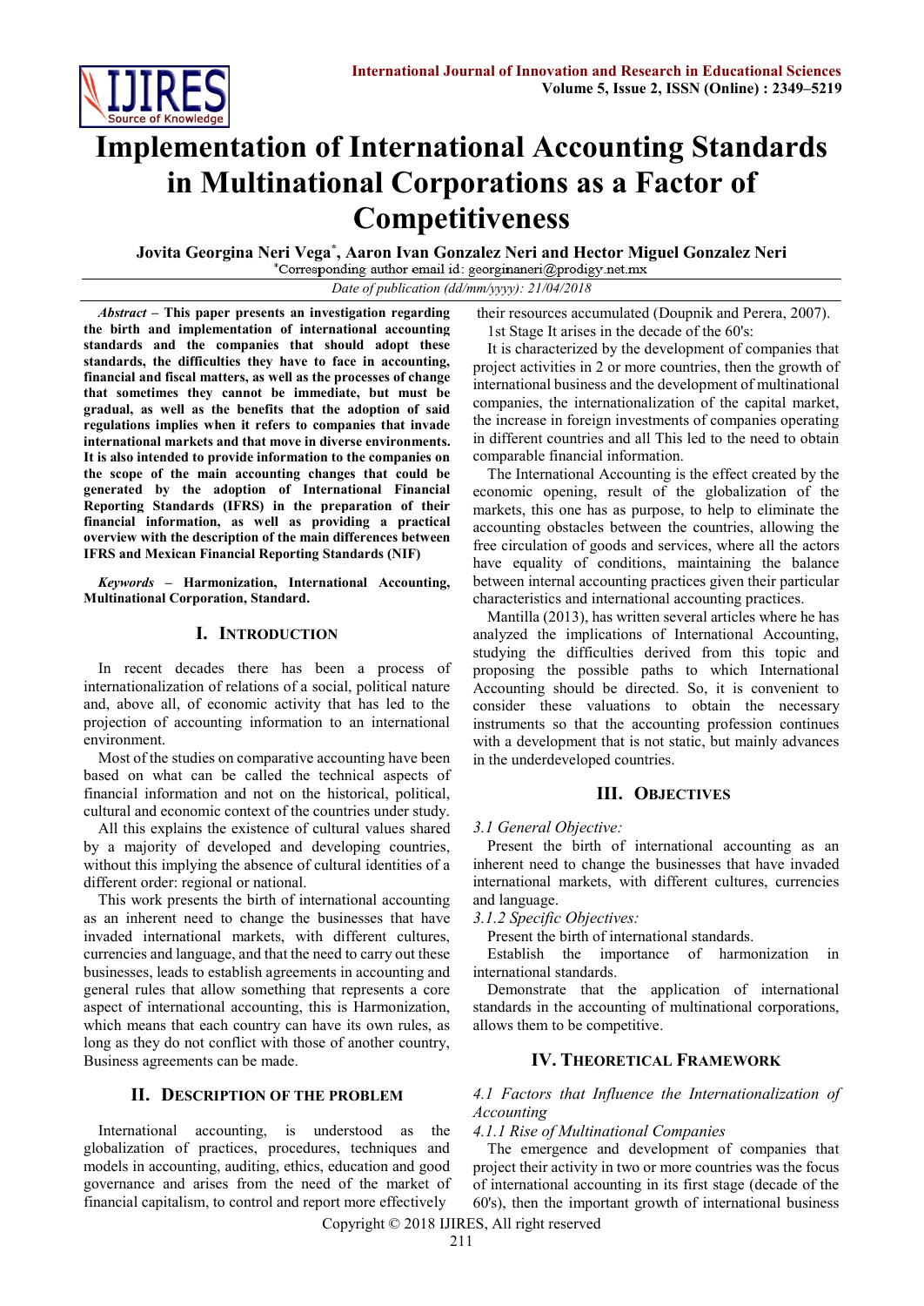# Implementation of International Accounting Standards in Multinational Corporations as a Factor of Competitiveness

**Jovita Georgina Neri Vega*, Aaron Ivan Gonzalez Neri and Hector Miguel Gonzalez Neri**

*Corresponding author email id: georginaneri@prodigy.net.mx

*Date of publication (dd/mm/yyyy): 21/04/2018*

***Abstract*** **– This paper presents an investigation regarding the birth and implementation of international accounting standards and the companies that should adopt these standards, the difficulties they have to face in accounting, financial and fiscal matters, as well as the processes of change that sometimes they cannot be immediate, but must be gradual, as well as the benefits that the adoption of said regulations implies when it refers to companies that invade international markets and that move in diverse environments. It is also intended to provide information to the companies on the scope of the main accounting changes that could be generated by the adoption of International Financial Reporting Standards (IFRS) in the preparation of their financial information, as well as providing a practical overview with the description of the main differences between IFRS and Mexican Financial Reporting Standards (NIF)**

***Keywords*** **– Harmonization, International Accounting, Multinational Corporation, Standard.**

## I. Introduction

In recent decades there has been a process of internationalization of relations of a social, political nature and, above all, of economic activity that has led to the projection of accounting information to an international environment.

Most of the studies on comparative accounting have been based on what can be called the technical aspects of financial information and not on the historical, political, cultural and economic context of the countries under study.

All this explains the existence of cultural values shared by a majority of developed and developing countries, without this implying the absence of cultural identities of a different order: regional or national.

This work presents the birth of international accounting as an inherent need to change the businesses that have invaded international markets, with different cultures, currencies and language, and that the need to carry out these businesses, leads to establish agreements in accounting and general rules that allow something that represents a core aspect of international accounting, this is Harmonization, which means that each country can have its own rules, as long as they do not conflict with those of another country, Business agreements can be made.

## II. Description of the Problem

International accounting, is understood as the globalization of practices, procedures, techniques and models in accounting, auditing, ethics, education and good governance and arises from the need of the market of financial capitalism, to control and report more effectively their resources accumulated (Doupnik and Perera, 2007).

1st Stage It arises in the decade of the 60's:

It is characterized by the development of companies that project activities in 2 or more countries, then the growth of international business and the development of multinational companies, the internationalization of the capital market, the increase in foreign investments of companies operating in different countries and all This led to the need to obtain comparable financial information.

The International Accounting is the effect created by the economic opening, result of the globalization of the markets, this one has as purpose, to help to eliminate the accounting obstacles between the countries, allowing the free circulation of goods and services, where all the actors have equality of conditions, maintaining the balance between internal accounting practices given their particular characteristics and international accounting practices.

Mantilla (2013), has written several articles where he has analyzed the implications of International Accounting, studying the difficulties derived from this topic and proposing the possible paths to which International Accounting should be directed. So, it is convenient to consider these valuations to obtain the necessary instruments so that the accounting profession continues with a development that is not static, but mainly advances in the underdeveloped countries.

## III. Objectives

### *3.1 General Objective:*

Present the birth of international accounting as an inherent need to change the businesses that have invaded international markets, with different cultures, currencies and language.

### *3.1.2 Specific Objectives:*

Present the birth of international standards.

Establish the importance of harmonization in international standards.

Demonstrate that the application of international standards in the accounting of multinational corporations, allows them to be competitive.

## IV. Theoretical Framework

### *4.1 Factors that Influence the Internationalization of Accounting*

#### *4.1.1 Rise of Multinational Companies*

The emergence and development of companies that project their activity in two or more countries was the focus of international accounting in its first stage (decade of the 60's), then the important growth of international business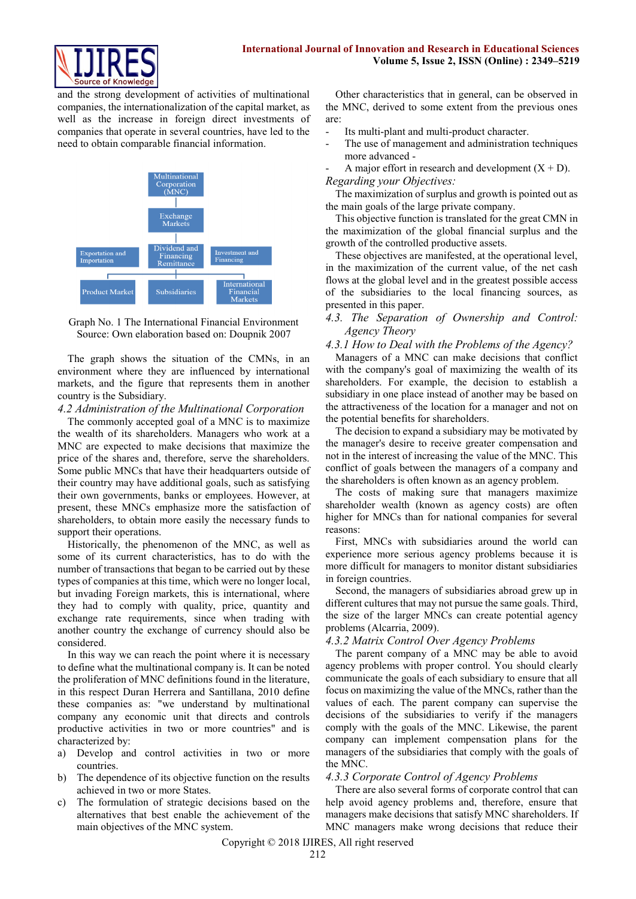and the strong development of activities of multinational companies, the internationalization of the capital market, as well as the increase in foreign direct investments of companies that operate in several countries, have led to the need to obtain comparable financial information.

Multinational Corporation (MNC)

Exchange Markets

Exportation and Importation

Dividend and Financing Remittance

Investment and Financing

Product Market

Subsidiaries

International Financial Markets

Graph No. 1 The International Financial Environment
Source: Own elaboration based on: Doupnik 2007

The graph shows the situation of the CMNs, in an environment where they are influenced by international markets, and the figure that represents them in another country is the Subsidiary.

### *4.2 Administration of the Multinational Corporation*

The commonly accepted goal of a MNC is to maximize the wealth of its shareholders. Managers who work at a MNC are expected to make decisions that maximize the price of the shares and, therefore, serve the shareholders. Some public MNCs that have their headquarters outside of their country may have additional goals, such as satisfying their own governments, banks or employees. However, at present, these MNCs emphasize more the satisfaction of shareholders, to obtain more easily the necessary funds to support their operations.

Historically, the phenomenon of the MNC, as well as some of its current characteristics, has to do with the number of transactions that began to be carried out by these types of companies at this time, which were no longer local, but invading Foreign markets, this is international, where they had to comply with quality, price, quantity and exchange rate requirements, since when trading with another country the exchange of currency should also be considered.

In this way we can reach the point where it is necessary to define what the multinational company is. It can be noted the proliferation of MNC definitions found in the literature, in this respect Duran Herrera and Santillana, 2010 define these companies as: "we understand by multinational company any economic unit that directs and controls productive activities in two or more countries" and is characterized by:

a) Develop and control activities in two or more countries.
b) The dependence of its objective function on the results achieved in two or more States.
c) The formulation of strategic decisions based on the alternatives that best enable the achievement of the main objectives of the MNC system.

Other characteristics that in general, can be observed in the MNC, derived to some extent from the previous ones are:

- Its multi-plant and multi-product character.
- The use of management and administration techniques more advanced -
- A major effort in research and development (X + D).

*Regarding your Objectives:*

The maximization of surplus and growth is pointed out as the main goals of the large private company.

This objective function is translated for the great CMN in the maximization of the global financial surplus and the growth of the controlled productive assets.

These objectives are manifested, at the operational level, in the maximization of the current value, of the net cash flows at the global level and in the greatest possible access of the subsidiaries to the local financing sources, as presented in this paper.

### *4.3. The Separation of Ownership and Control: Agency Theory*

### *4.3.1 How to Deal with the Problems of the Agency?*

Managers of a MNC can make decisions that conflict with the company's goal of maximizing the wealth of its shareholders. For example, the decision to establish a subsidiary in one place instead of another may be based on the attractiveness of the location for a manager and not on the potential benefits for shareholders.

The decision to expand a subsidiary may be motivated by the manager's desire to receive greater compensation and not in the interest of increasing the value of the MNC. This conflict of goals between the managers of a company and the shareholders is often known as an agency problem.

The costs of making sure that managers maximize shareholder wealth (known as agency costs) are often higher for MNCs than for national companies for several reasons:

First, MNCs with subsidiaries around the world can experience more serious agency problems because it is more difficult for managers to monitor distant subsidiaries in foreign countries.

Second, the managers of subsidiaries abroad grew up in different cultures that may not pursue the same goals. Third, the size of the larger MNCs can create potential agency problems (Alcarria, 2009).

### *4.3.2 Matrix Control Over Agency Problems*

The parent company of a MNC may be able to avoid agency problems with proper control. You should clearly communicate the goals of each subsidiary to ensure that all focus on maximizing the value of the MNCs, rather than the values of each. The parent company can supervise the decisions of the subsidiaries to verify if the managers comply with the goals of the MNC. Likewise, the parent company can implement compensation plans for the managers of the subsidiaries that comply with the goals of the MNC.

### *4.3.3 Corporate Control of Agency Problems*

There are also several forms of corporate control that can help avoid agency problems and, therefore, ensure that managers make decisions that satisfy MNC shareholders. If MNC managers make wrong decisions that reduce their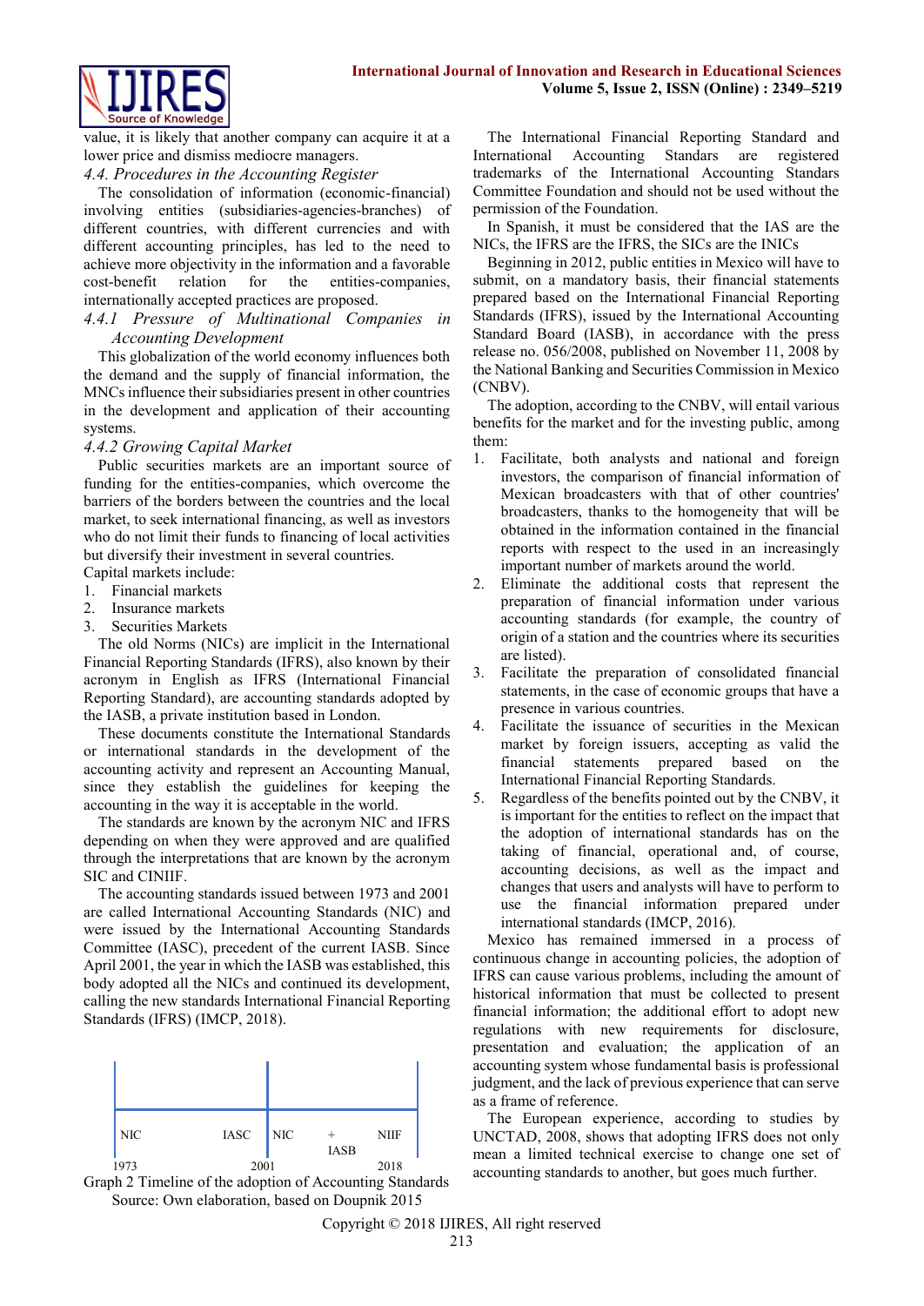value, it is likely that another company can acquire it at a lower price and dismiss mediocre managers.

### *4.4. Procedures in the Accounting Register*

The consolidation of information (economic-financial) involving entities (subsidiaries-agencies-branches) of different countries, with different currencies and with different accounting principles, has led to the need to achieve more objectivity in the information and a favorable cost-benefit relation for the entities-companies, internationally accepted practices are proposed.

#### *4.4.1 Pressure of Multinational Companies in Accounting Development*

This globalization of the world economy influences both the demand and the supply of financial information, the MNCs influence their subsidiaries present in other countries in the development and application of their accounting systems.

#### *4.4.2 Growing Capital Market*

Public securities markets are an important source of funding for the entities-companies, which overcome the barriers of the borders between the countries and the local market, to seek international financing, as well as investors who do not limit their funds to financing of local activities but diversify their investment in several countries.

Capital markets include:

1. Financial markets
2. Insurance markets
3. Securities Markets

The old Norms (NICs) are implicit in the International Financial Reporting Standards (IFRS), also known by their acronym in English as IFRS (International Financial Reporting Standard), are accounting standards adopted by the IASB, a private institution based in London.

These documents constitute the International Standards or international standards in the development of the accounting activity and represent an Accounting Manual, since they establish the guidelines for keeping the accounting in the way it is acceptable in the world.

The standards are known by the acronym NIC and IFRS depending on when they were approved and are qualified through the interpretations that are known by the acronym SIC and CINIIF.

The accounting standards issued between 1973 and 2001 are called International Accounting Standards (NIC) and were issued by the International Accounting Standards Committee (IASC), precedent of the current IASB. Since April 2001, the year in which the IASB was established, this body adopted all the NICs and continued its development, calling the new standards International Financial Reporting Standards (IFRS) (IMCP, 2018).

| NIC IASC | NIC + IASB NIIF |
|---|---|
| 1973 | 2001 | 2018 |

Graph 2 Timeline of the adoption of Accounting Standards
Source: Own elaboration, based on Doupnik 2015

The International Financial Reporting Standard and International Accounting Standars are registered trademarks of the International Accounting Standars Committee Foundation and should not be used without the permission of the Foundation.

In Spanish, it must be considered that the IAS are the NICs, the IFRS are the IFRS, the SICs are the INICs

Beginning in 2012, public entities in Mexico will have to submit, on a mandatory basis, their financial statements prepared based on the International Financial Reporting Standards (IFRS), issued by the International Accounting Standard Board (IASB), in accordance with the press release no. 056/2008, published on November 11, 2008 by the National Banking and Securities Commission in Mexico (CNBV).

The adoption, according to the CNBV, will entail various benefits for the market and for the investing public, among them:

1. Facilitate, both analysts and national and foreign investors, the comparison of financial information of Mexican broadcasters with that of other countries' broadcasters, thanks to the homogeneity that will be obtained in the information contained in the financial reports with respect to the used in an increasingly important number of markets around the world.
2. Eliminate the additional costs that represent the preparation of financial information under various accounting standards (for example, the country of origin of a station and the countries where its securities are listed).
3. Facilitate the preparation of consolidated financial statements, in the case of economic groups that have a presence in various countries.
4. Facilitate the issuance of securities in the Mexican market by foreign issuers, accepting as valid the financial statements prepared based on the International Financial Reporting Standards.
5. Regardless of the benefits pointed out by the CNBV, it is important for the entities to reflect on the impact that the adoption of international standards has on the taking of financial, operational and, of course, accounting decisions, as well as the impact and changes that users and analysts will have to perform to use the financial information prepared under international standards (IMCP, 2016).

Mexico has remained immersed in a process of continuous change in accounting policies, the adoption of IFRS can cause various problems, including the amount of historical information that must be collected to present financial information; the additional effort to adopt new regulations with new requirements for disclosure, presentation and evaluation; the application of an accounting system whose fundamental basis is professional judgment, and the lack of previous experience that can serve as a frame of reference.

The European experience, according to studies by UNCTAD, 2008, shows that adopting IFRS does not only mean a limited technical exercise to change one set of accounting standards to another, but goes much further.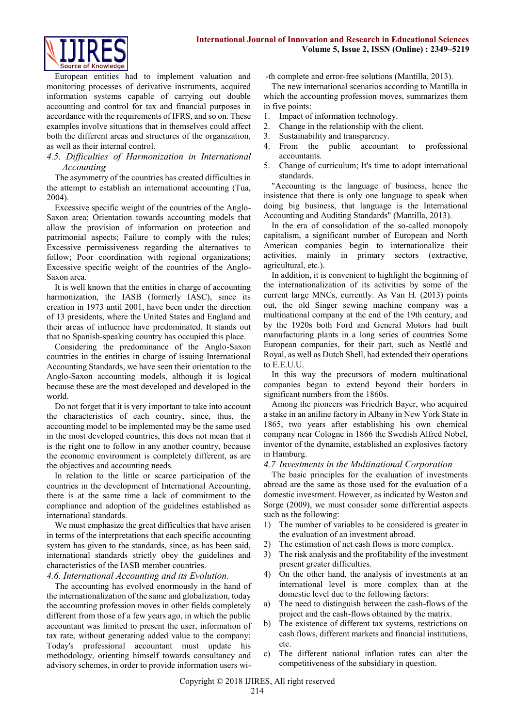European entities had to implement valuation and monitoring processes of derivative instruments, acquired information systems capable of carrying out double accounting and control for tax and financial purposes in accordance with the requirements of IFRS, and so on. These examples involve situations that in themselves could affect both the different areas and structures of the organization, as well as their internal control.

### *4.5. Difficulties of Harmonization in International Accounting*

The asymmetry of the countries has created difficulties in the attempt to establish an international accounting (Tua, 2004).

Excessive specific weight of the countries of the Anglo-Saxon area; Orientation towards accounting models that allow the provision of information on protection and patrimonial aspects; Failure to comply with the rules; Excessive permissiveness regarding the alternatives to follow; Poor coordination with regional organizations; Excessive specific weight of the countries of the Anglo-Saxon area.

It is well known that the entities in charge of accounting harmonization, the IASB (formerly IASC), since its creation in 1973 until 2001, have been under the direction of 13 presidents, where the United States and England and their areas of influence have predominated. It stands out that no Spanish-speaking country has occupied this place.

Considering the predominance of the Anglo-Saxon countries in the entities in charge of issuing International Accounting Standards, we have seen their orientation to the Anglo-Saxon accounting models, although it is logical because these are the most developed and developed in the world.

Do not forget that it is very important to take into account the characteristics of each country, since, thus, the accounting model to be implemented may be the same used in the most developed countries, this does not mean that it is the right one to follow in any another country, because the economic environment is completely different, as are the objectives and accounting needs.

In relation to the little or scarce participation of the countries in the development of International Accounting, there is at the same time a lack of commitment to the compliance and adoption of the guidelines established as international standards.

We must emphasize the great difficulties that have arisen in terms of the interpretations that each specific accounting system has given to the standards, since, as has been said, international standards strictly obey the guidelines and characteristics of the IASB member countries.

### *4.6. International Accounting and its Evolution.*

The accounting has evolved enormously in the hand of the internationalization of the same and globalization, today the accounting profession moves in other fields completely different from those of a few years ago, in which the public accountant was limited to present the user, information of tax rate, without generating added value to the company; Today's professional accountant must update his methodology, orienting himself towards consultancy and advisory schemes, in order to provide information users with complete and error-free solutions (Mantilla, 2013).

The new international scenarios according to Mantilla in which the accounting profession moves, summarizes them in five points:

1. Impact of information technology.
2. Change in the relationship with the client.
3. Sustainability and transparency.
4. From the public accountant to professional accountants.
5. Change of curriculum; It's time to adopt international standards.

"Accounting is the language of business, hence the insistence that there is only one language to speak when doing big business, that language is the International Accounting and Auditing Standards" (Mantilla, 2013).

In the era of consolidation of the so-called monopoly capitalism, a significant number of European and North American companies begin to internationalize their activities, mainly in primary sectors (extractive, agricultural, etc.).

In addition, it is convenient to highlight the beginning of the internationalization of its activities by some of the current large MNCs, currently. As Van H. (2013) points out, the old Singer sewing machine company was a multinational company at the end of the 19th century, and by the 1920s both Ford and General Motors had built manufacturing plants in a long series of countries Some European companies, for their part, such as Nestlé and Royal, as well as Dutch Shell, had extended their operations to E.E.U.U.

In this way the precursors of modern multinational companies began to extend beyond their borders in significant numbers from the 1860s.

Among the pioneers was Friedrich Bayer, who acquired a stake in an aniline factory in Albany in New York State in 1865, two years after establishing his own chemical company near Cologne in 1866 the Swedish Alfred Nobel, inventor of the dynamite, established an explosives factory in Hamburg.

### *4.7 Investments in the Multinational Corporation*

The basic principles for the evaluation of investments abroad are the same as those used for the evaluation of a domestic investment. However, as indicated by Weston and Sorge (2009), we must consider some differential aspects such as the following:

1) The number of variables to be considered is greater in the evaluation of an investment abroad.
2) The estimation of net cash flows is more complex.
3) The risk analysis and the profitability of the investment present greater difficulties.
4) On the other hand, the analysis of investments at an international level is more complex than at the domestic level due to the following factors:

a) The need to distinguish between the cash-flows of the project and the cash-flows obtained by the matrix.
b) The existence of different tax systems, restrictions on cash flows, different markets and financial institutions, etc.
c) The different national inflation rates can alter the competitiveness of the subsidiary in question.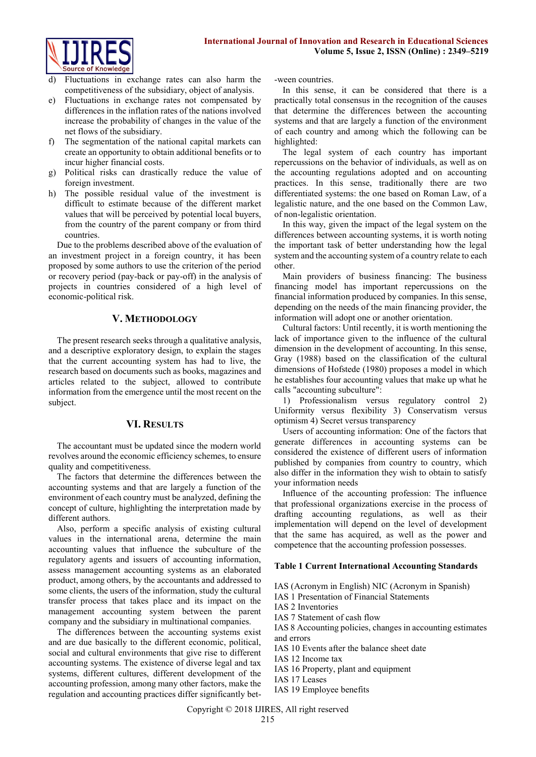d) Fluctuations in exchange rates can also harm the competitiveness of the subsidiary, object of analysis.
e) Fluctuations in exchange rates not compensated by differences in the inflation rates of the nations involved increase the probability of changes in the value of the net flows of the subsidiary.
f) The segmentation of the national capital markets can create an opportunity to obtain additional benefits or to incur higher financial costs.
g) Political risks can drastically reduce the value of foreign investment.
h) The possible residual value of the investment is difficult to estimate because of the different market values that will be perceived by potential local buyers, from the country of the parent company or from third countries.

Due to the problems described above of the evaluation of an investment project in a foreign country, it has been proposed by some authors to use the criterion of the period or recovery period (pay-back or pay-off) in the analysis of projects in countries considered of a high level of economic-political risk.

## V. Methodology

The present research seeks through a qualitative analysis, and a descriptive exploratory design, to explain the stages that the current accounting system has had to live, the research based on documents such as books, magazines and articles related to the subject, allowed to contribute information from the emergence until the most recent on the subject.

## VI. Results

The accountant must be updated since the modern world revolves around the economic efficiency schemes, to ensure quality and competitiveness.

The factors that determine the differences between the accounting systems and that are largely a function of the environment of each country must be analyzed, defining the concept of culture, highlighting the interpretation made by different authors.

Also, perform a specific analysis of existing cultural values in the international arena, determine the main accounting values that influence the subculture of the regulatory agents and issuers of accounting information, assess management accounting systems as an elaborated product, among others, by the accountants and addressed to some clients, the users of the information, study the cultural transfer process that takes place and its impact on the management accounting system between the parent company and the subsidiary in multinational companies.

The differences between the accounting systems exist and are due basically to the different economic, political, social and cultural environments that give rise to different accounting systems. The existence of diverse legal and tax systems, different cultures, different development of the accounting profession, among many other factors, make the regulation and accounting practices differ significantly between countries.

In this sense, it can be considered that there is a practically total consensus in the recognition of the causes that determine the differences between the accounting systems and that are largely a function of the environment of each country and among which the following can be highlighted:

The legal system of each country has important repercussions on the behavior of individuals, as well as on the accounting regulations adopted and on accounting practices. In this sense, traditionally there are two differentiated systems: the one based on Roman Law, of a legalistic nature, and the one based on the Common Law, of non-legalistic orientation.

In this way, given the impact of the legal system on the differences between accounting systems, it is worth noting the important task of better understanding how the legal system and the accounting system of a country relate to each other.

Main providers of business financing: The business financing model has important repercussions on the financial information produced by companies. In this sense, depending on the needs of the main financing provider, the information will adopt one or another orientation.

Cultural factors: Until recently, it is worth mentioning the lack of importance given to the influence of the cultural dimension in the development of accounting. In this sense, Gray (1988) based on the classification of the cultural dimensions of Hofstede (1980) proposes a model in which he establishes four accounting values that make up what he calls "accounting subculture":

1) Professionalism versus regulatory control 2) Uniformity versus flexibility 3) Conservatism versus optimism 4) Secret versus transparency

Users of accounting information: One of the factors that generate differences in accounting systems can be considered the existence of different users of information published by companies from country to country, which also differ in the information they wish to obtain to satisfy your information needs

Influence of the accounting profession: The influence that professional organizations exercise in the process of drafting accounting regulations, as well as their implementation will depend on the level of development that the same has acquired, as well as the power and competence that the accounting profession possesses.

**Table 1 Current International Accounting Standards**

IAS (Acronym in English) NIC (Acronym in Spanish)
IAS 1 Presentation of Financial Statements
IAS 2 Inventories
IAS 7 Statement of cash flow
IAS 8 Accounting policies, changes in accounting estimates and errors
IAS 10 Events after the balance sheet date
IAS 12 Income tax
IAS 16 Property, plant and equipment
IAS 17 Leases
IAS 19 Employee benefits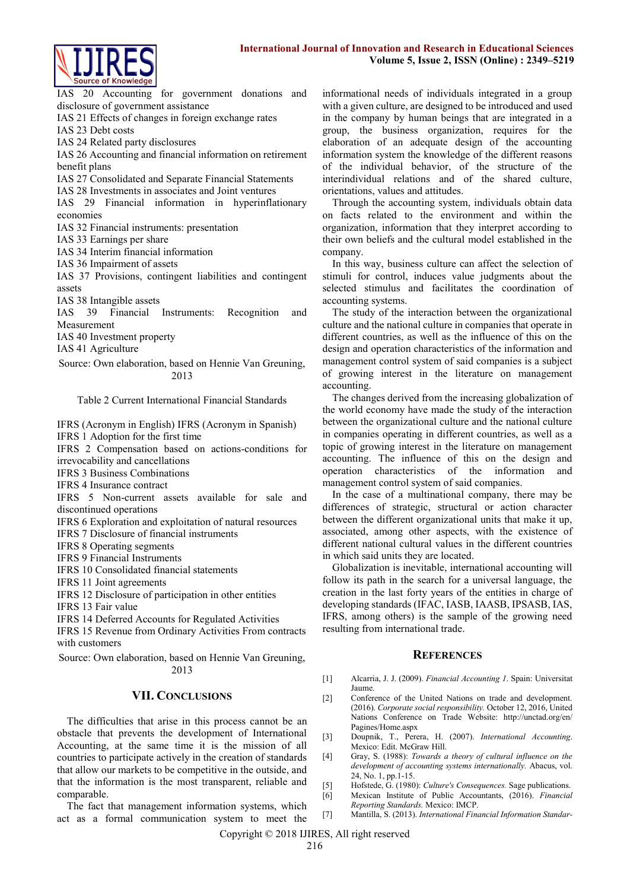IAS 20 Accounting for government donations and disclosure of government assistance
IAS 21 Effects of changes in foreign exchange rates
IAS 23 Debt costs
IAS 24 Related party disclosures
IAS 26 Accounting and financial information on retirement benefit plans
IAS 27 Consolidated and Separate Financial Statements
IAS 28 Investments in associates and Joint ventures
IAS 29 Financial information in hyperinflationary economies
IAS 32 Financial instruments: presentation
IAS 33 Earnings per share
IAS 34 Interim financial information
IAS 36 Impairment of assets
IAS 37 Provisions, contingent liabilities and contingent assets
IAS 38 Intangible assets
IAS 39 Financial Instruments: Recognition and Measurement
IAS 40 Investment property
IAS 41 Agriculture

Source: Own elaboration, based on Hennie Van Greuning, 2013

Table 2 Current International Financial Standards

IFRS (Acronym in English) IFRS (Acronym in Spanish)
IFRS 1 Adoption for the first time
IFRS 2 Compensation based on actions-conditions for irrevocability and cancellations
IFRS 3 Business Combinations
IFRS 4 Insurance contract
IFRS 5 Non-current assets available for sale and discontinued operations
IFRS 6 Exploration and exploitation of natural resources
IFRS 7 Disclosure of financial instruments
IFRS 8 Operating segments
IFRS 9 Financial Instruments
IFRS 10 Consolidated financial statements
IFRS 11 Joint agreements
IFRS 12 Disclosure of participation in other entities
IFRS 13 Fair value
IFRS 14 Deferred Accounts for Regulated Activities
IFRS 15 Revenue from Ordinary Activities From contracts with customers

Source: Own elaboration, based on Hennie Van Greuning, 2013

## VII. Conclusions

The difficulties that arise in this process cannot be an obstacle that prevents the development of International Accounting, at the same time it is the mission of all countries to participate actively in the creation of standards that allow our markets to be competitive in the outside, and that the information is the most transparent, reliable and comparable.

The fact that management information systems, which act as a formal communication system to meet the informational needs of individuals integrated in a group with a given culture, are designed to be introduced and used in the company by human beings that are integrated in a group, the business organization, requires for the elaboration of an adequate design of the accounting information system the knowledge of the different reasons of the individual behavior, of the structure of the interindividual relations and of the shared culture, orientations, values and attitudes.

Through the accounting system, individuals obtain data on facts related to the environment and within the organization, information that they interpret according to their own beliefs and the cultural model established in the company.

In this way, business culture can affect the selection of stimuli for control, induces value judgments about the selected stimulus and facilitates the coordination of accounting systems.

The study of the interaction between the organizational culture and the national culture in companies that operate in different countries, as well as the influence of this on the design and operation characteristics of the information and management control system of said companies is a subject of growing interest in the literature on management accounting.

The changes derived from the increasing globalization of the world economy have made the study of the interaction between the organizational culture and the national culture in companies operating in different countries, as well as a topic of growing interest in the literature on management accounting. The influence of this on the design and operation characteristics of the information and management control system of said companies.

In the case of a multinational company, there may be differences of strategic, structural or action character between the different organizational units that make it up, associated, among other aspects, with the existence of different national cultural values in the different countries in which said units they are located.

Globalization is inevitable, international accounting will follow its path in the search for a universal language, the creation in the last forty years of the entities in charge of developing standards (IFAC, IASB, IAASB, IPSASB, IAS, IFRS, among others) is the sample of the growing need resulting from international trade.

## References

[1] Alcarria, J. J. (2009). *Financial Accounting 1*. Spain: Universitat Jaume.

[2] Conference of the United Nations on trade and development. (2016). *Corporate social responsibility.* October 12, 2016, United Nations Conference on Trade Website: http://unctad.org/en/Pagines/Home.aspx

[3] Doupnik, T., Perera, H. (2007). *International Accounting*. Mexico: Edit. McGraw Hill.

[4] Gray, S. (1988): *Towards a theory of cultural influence on the development of accounting systems internationally.* Abacus, vol. 24, No. 1, pp.1-15.

[5] Hofstede, G. (1980): *Culture's Consequences.* Sage publications.

[6] Mexican Institute of Public Accountants, (2016). *Financial Reporting Standards.* Mexico: IMCP.

[7] Mantilla, S. (2013). *International Financial Information Standar-*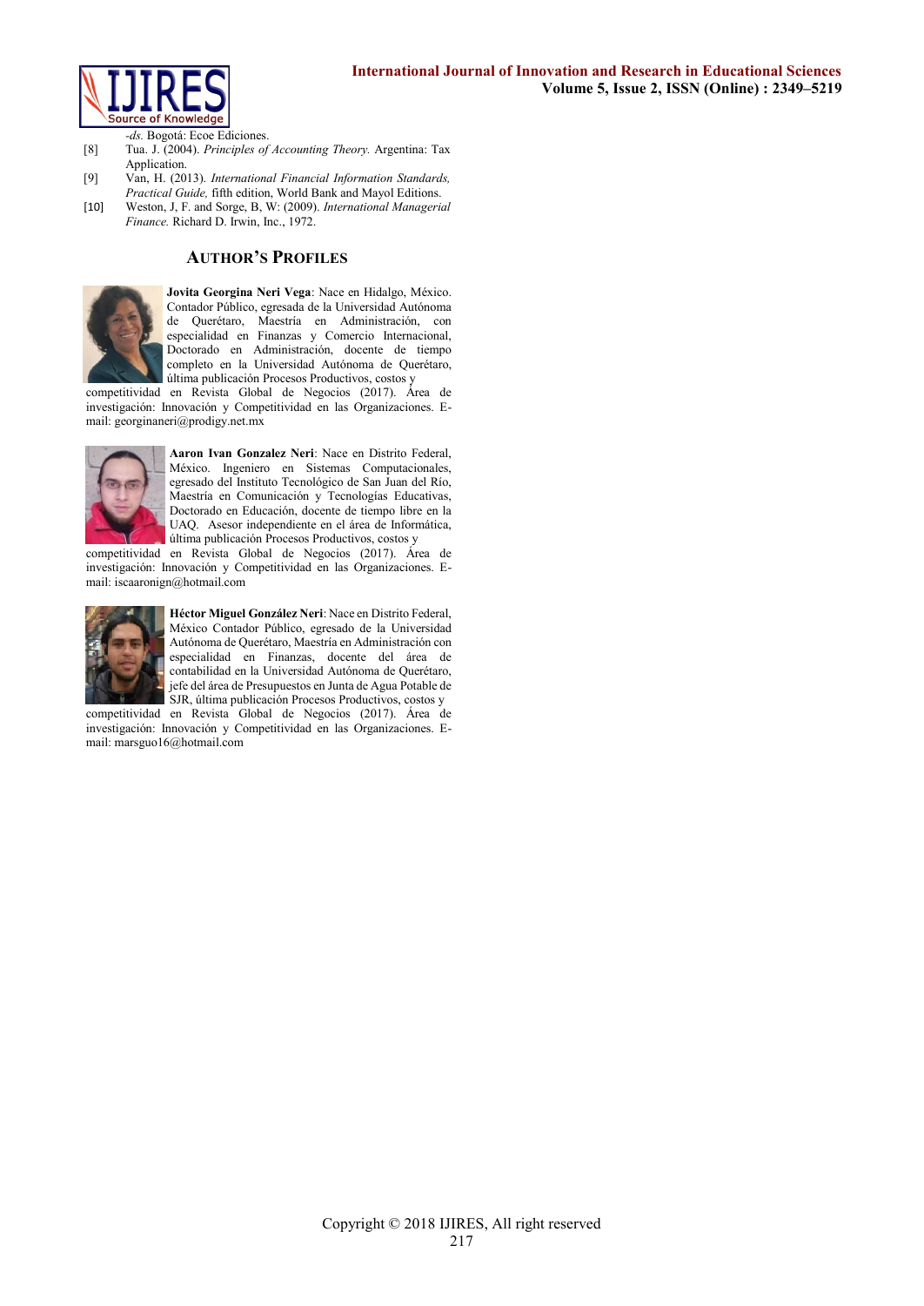-*ds.* Bogotá: Ecoe Ediciones.

[8] Tua. J. (2004). *Principles of Accounting Theory.* Argentina: Tax Application.

[9] Van, H. (2013). *International Financial Information Standards, Practical Guide,* fifth edition, World Bank and Mayol Editions.

[10] Weston, J, F. and Sorge, B, W: (2009). *International Managerial Finance.* Richard D. Irwin, Inc., 1972.

## AUTHOR'S PROFILES

**Jovita Georgina Neri Vega**: Nace en Hidalgo, México. Contador Público, egresada de la Universidad Autónoma de Querétaro, Maestría en Administración, con especialidad en Finanzas y Comercio Internacional, Doctorado en Administración, docente de tiempo completo en la Universidad Autónoma de Querétaro, última publicación Procesos Productivos, costos y competitividad en Revista Global de Negocios (2017). Área de investigación: Innovación y Competitividad en las Organizaciones. E-mail: georginaneri@prodigy.net.mx

**Aaron Ivan Gonzalez Neri**: Nace en Distrito Federal, México. Ingeniero en Sistemas Computacionales, egresado del Instituto Tecnológico de San Juan del Río, Maestría en Comunicación y Tecnologías Educativas, Doctorado en Educación, docente de tiempo libre en la UAQ. Asesor independiente en el área de Informática, última publicación Procesos Productivos, costos y competitividad en Revista Global de Negocios (2017). Área de investigación: Innovación y Competitividad en las Organizaciones. E-mail: iscaaronign@hotmail.com

**Héctor Miguel González Neri**: Nace en Distrito Federal, México Contador Público, egresado de la Universidad Autónoma de Querétaro, Maestría en Administración con especialidad en Finanzas, docente del área de contabilidad en la Universidad Autónoma de Querétaro, jefe del área de Presupuestos en Junta de Agua Potable de SJR, última publicación Procesos Productivos, costos y competitividad en Revista Global de Negocios (2017). Área de investigación: Innovación y Competitividad en las Organizaciones. E-mail: marsguo16@hotmail.com